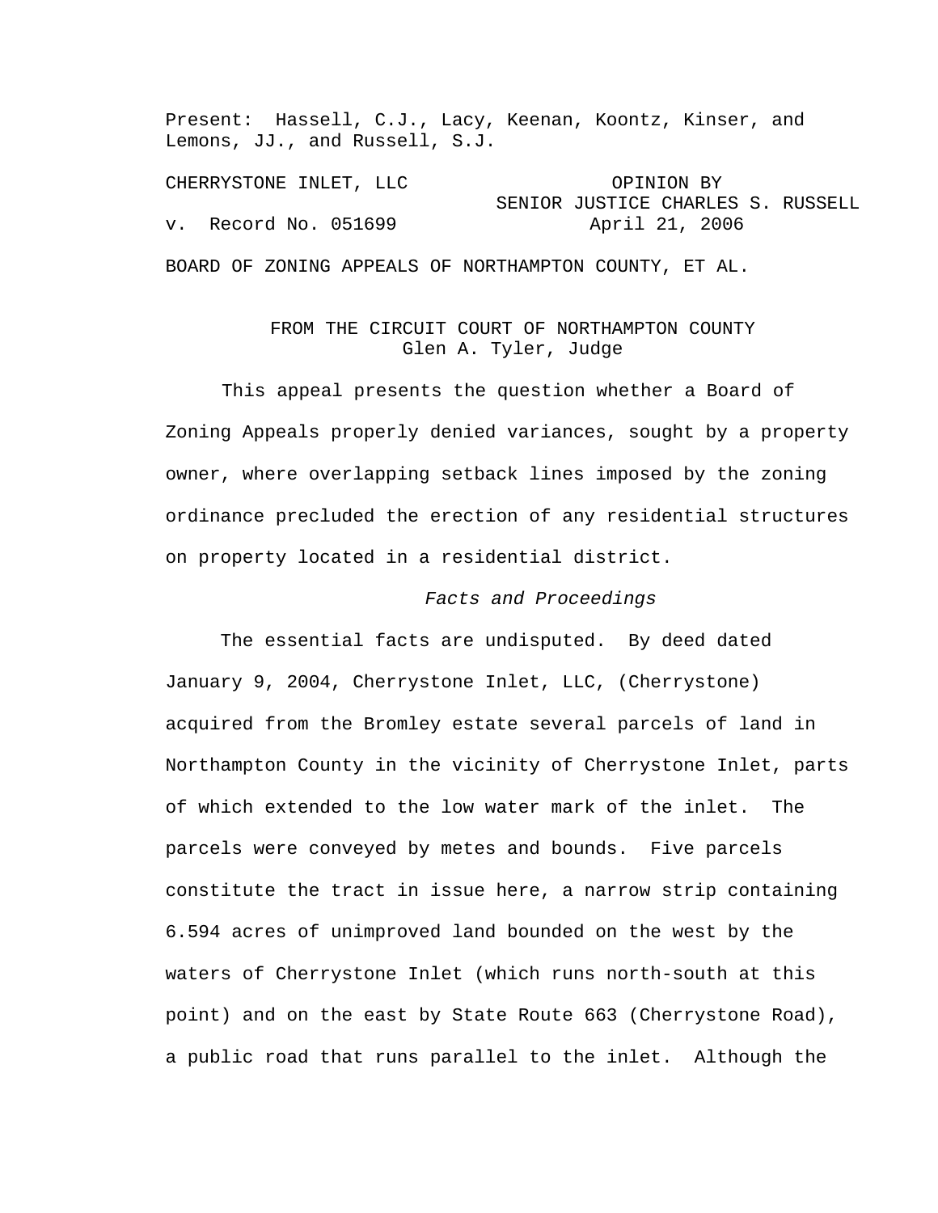Present: Hassell, C.J., Lacy, Keenan, Koontz, Kinser, and Lemons, JJ., and Russell, S.J.

CHERRYSTONE INLET, LLC

OPINION BY SENIOR JUSTICE CHARLES S. RUSSELL

v. Record No. 051699

April 21, 2006

BOARD OF ZONING APPEALS OF NORTHAMPTON COUNTY, ET AL.

FROM THE CIRCUIT COURT OF NORTHAMPTON COUNTY
Glen A. Tyler, Judge

This appeal presents the question whether a Board of Zoning Appeals properly denied variances, sought by a property owner, where overlapping setback lines imposed by the zoning ordinance precluded the erection of any residential structures on property located in a residential district.

*Facts and Proceedings*

The essential facts are undisputed. By deed dated January 9, 2004, Cherrystone Inlet, LLC, (Cherrystone) acquired from the Bromley estate several parcels of land in Northampton County in the vicinity of Cherrystone Inlet, parts of which extended to the low water mark of the inlet. The parcels were conveyed by metes and bounds. Five parcels constitute the tract in issue here, a narrow strip containing 6.594 acres of unimproved land bounded on the west by the waters of Cherrystone Inlet (which runs north-south at this point) and on the east by State Route 663 (Cherrystone Road), a public road that runs parallel to the inlet. Although the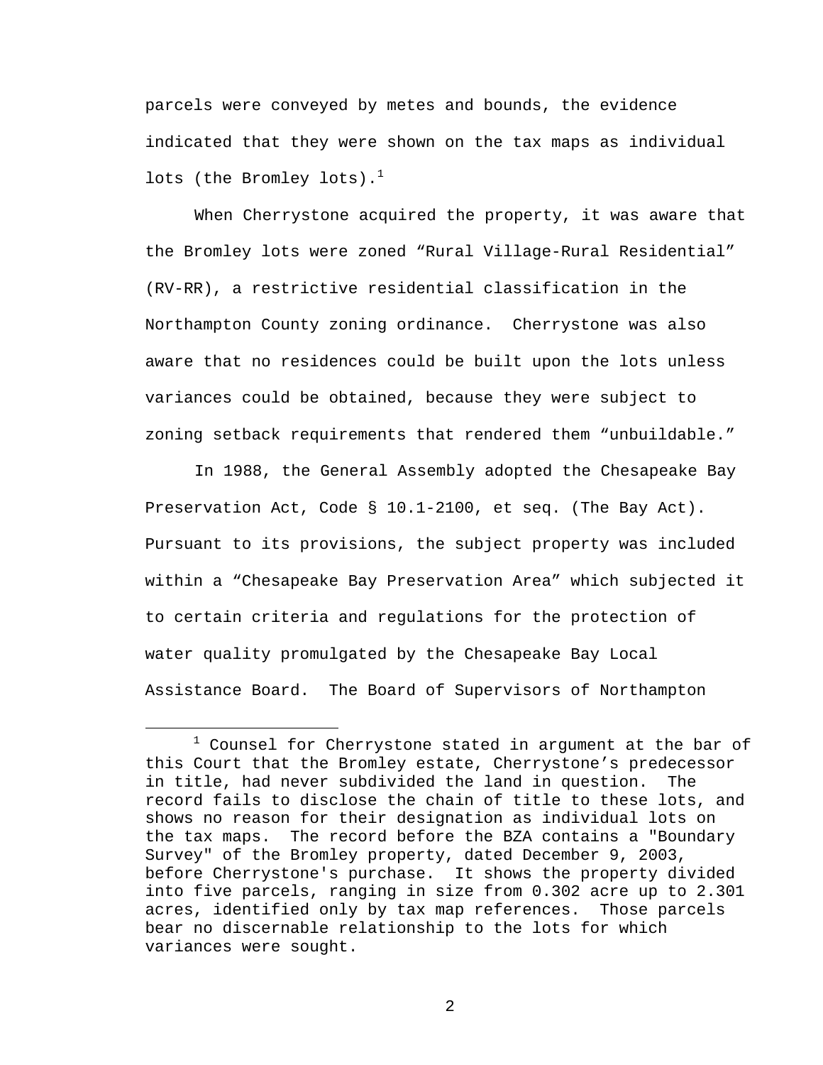parcels were conveyed by metes and bounds, the evidence indicated that they were shown on the tax maps as individual lots (the Bromley lots).[1]

When Cherrystone acquired the property, it was aware that the Bromley lots were zoned "Rural Village-Rural Residential" (RV-RR), a restrictive residential classification in the Northampton County zoning ordinance. Cherrystone was also aware that no residences could be built upon the lots unless variances could be obtained, because they were subject to zoning setback requirements that rendered them "unbuildable."

In 1988, the General Assembly adopted the Chesapeake Bay Preservation Act, Code § 10.1-2100, et seq. (The Bay Act). Pursuant to its provisions, the subject property was included within a "Chesapeake Bay Preservation Area" which subjected it to certain criteria and regulations for the protection of water quality promulgated by the Chesapeake Bay Local Assistance Board. The Board of Supervisors of Northampton

---

[1] Counsel for Cherrystone stated in argument at the bar of this Court that the Bromley estate, Cherrystone's predecessor in title, had never subdivided the land in question. The record fails to disclose the chain of title to these lots, and shows no reason for their designation as individual lots on the tax maps. The record before the BZA contains a "Boundary Survey" of the Bromley property, dated December 9, 2003, before Cherrystone's purchase. It shows the property divided into five parcels, ranging in size from 0.302 acre up to 2.301 acres, identified only by tax map references. Those parcels bear no discernable relationship to the lots for which variances were sought.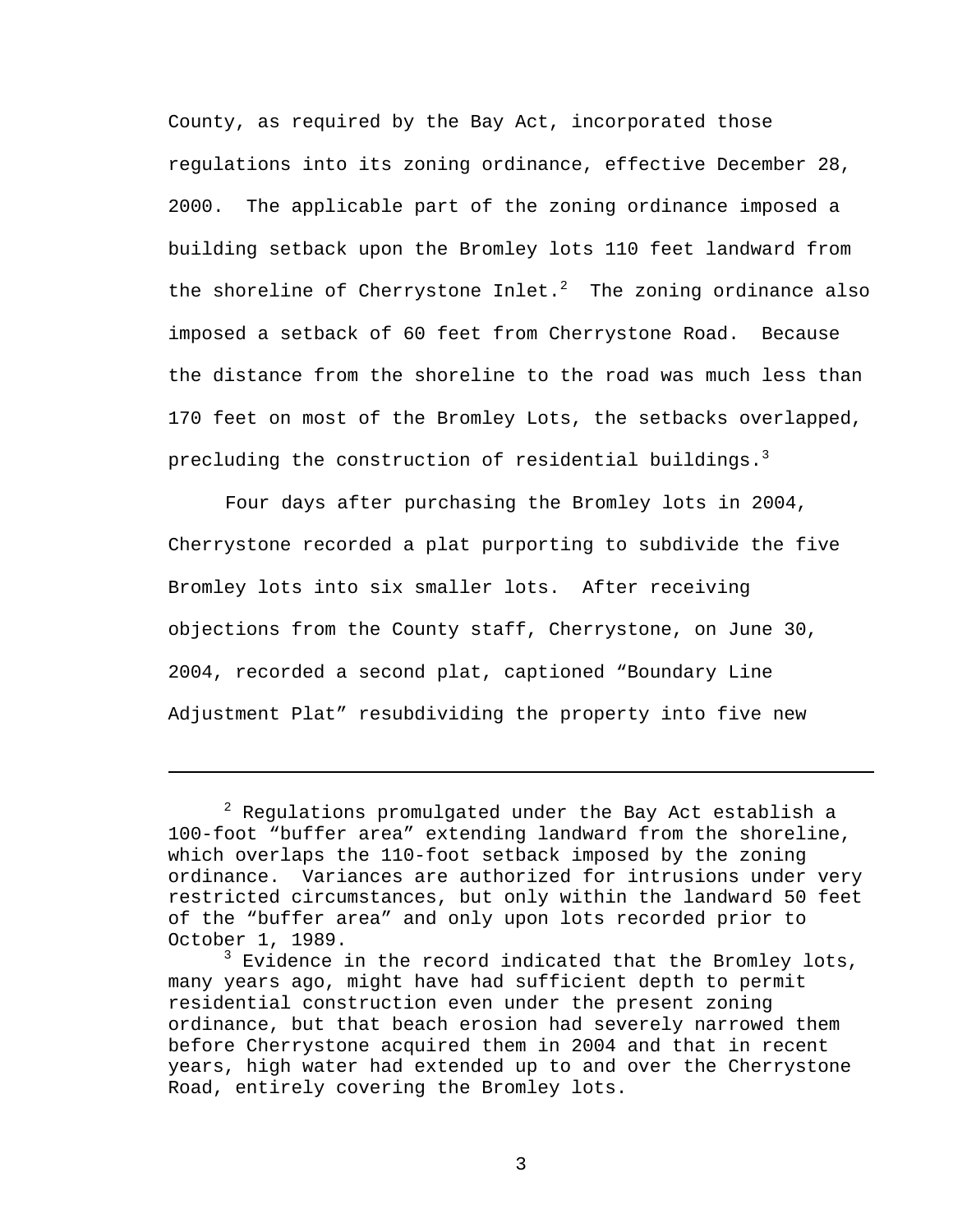County, as required by the Bay Act, incorporated those regulations into its zoning ordinance, effective December 28, 2000. The applicable part of the zoning ordinance imposed a building setback upon the Bromley lots 110 feet landward from the shoreline of Cherrystone Inlet.[2] The zoning ordinance also imposed a setback of 60 feet from Cherrystone Road. Because the distance from the shoreline to the road was much less than 170 feet on most of the Bromley Lots, the setbacks overlapped, precluding the construction of residential buildings.[3]

Four days after purchasing the Bromley lots in 2004, Cherrystone recorded a plat purporting to subdivide the five Bromley lots into six smaller lots. After receiving objections from the County staff, Cherrystone, on June 30, 2004, recorded a second plat, captioned "Boundary Line Adjustment Plat" resubdividing the property into five new

---

[2] Regulations promulgated under the Bay Act establish a 100-foot "buffer area" extending landward from the shoreline, which overlaps the 110-foot setback imposed by the zoning ordinance. Variances are authorized for intrusions under very restricted circumstances, but only within the landward 50 feet of the "buffer area" and only upon lots recorded prior to October 1, 1989.

[3] Evidence in the record indicated that the Bromley lots, many years ago, might have had sufficient depth to permit residential construction even under the present zoning ordinance, but that beach erosion had severely narrowed them before Cherrystone acquired them in 2004 and that in recent years, high water had extended up to and over the Cherrystone Road, entirely covering the Bromley lots.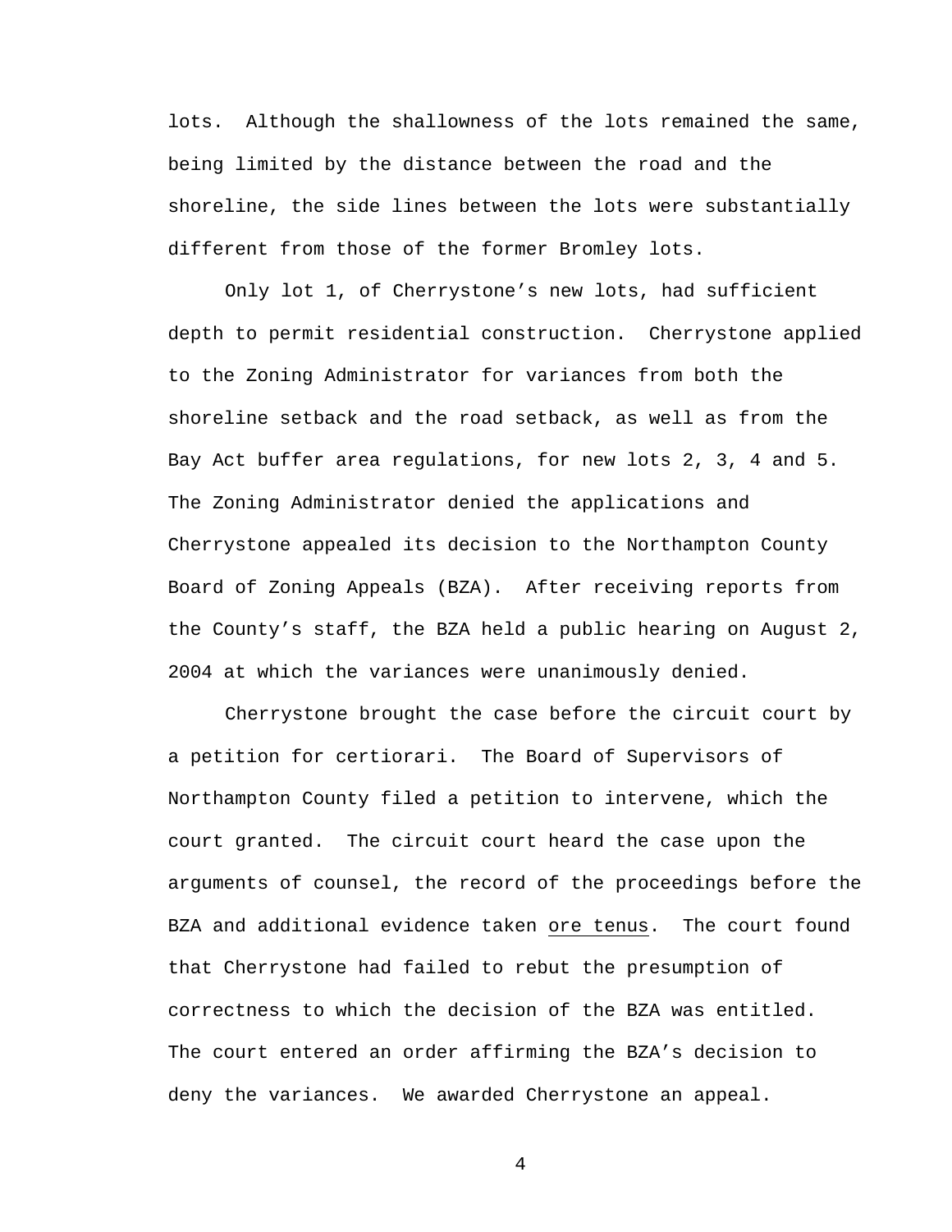lots. Although the shallowness of the lots remained the same, being limited by the distance between the road and the shoreline, the side lines between the lots were substantially different from those of the former Bromley lots.

Only lot 1, of Cherrystone's new lots, had sufficient depth to permit residential construction. Cherrystone applied to the Zoning Administrator for variances from both the shoreline setback and the road setback, as well as from the Bay Act buffer area regulations, for new lots 2, 3, 4 and 5. The Zoning Administrator denied the applications and Cherrystone appealed its decision to the Northampton County Board of Zoning Appeals (BZA). After receiving reports from the County's staff, the BZA held a public hearing on August 2, 2004 at which the variances were unanimously denied.

Cherrystone brought the case before the circuit court by a petition for certiorari. The Board of Supervisors of Northampton County filed a petition to intervene, which the court granted. The circuit court heard the case upon the arguments of counsel, the record of the proceedings before the BZA and additional evidence taken ore tenus. The court found that Cherrystone had failed to rebut the presumption of correctness to which the decision of the BZA was entitled. The court entered an order affirming the BZA's decision to deny the variances. We awarded Cherrystone an appeal.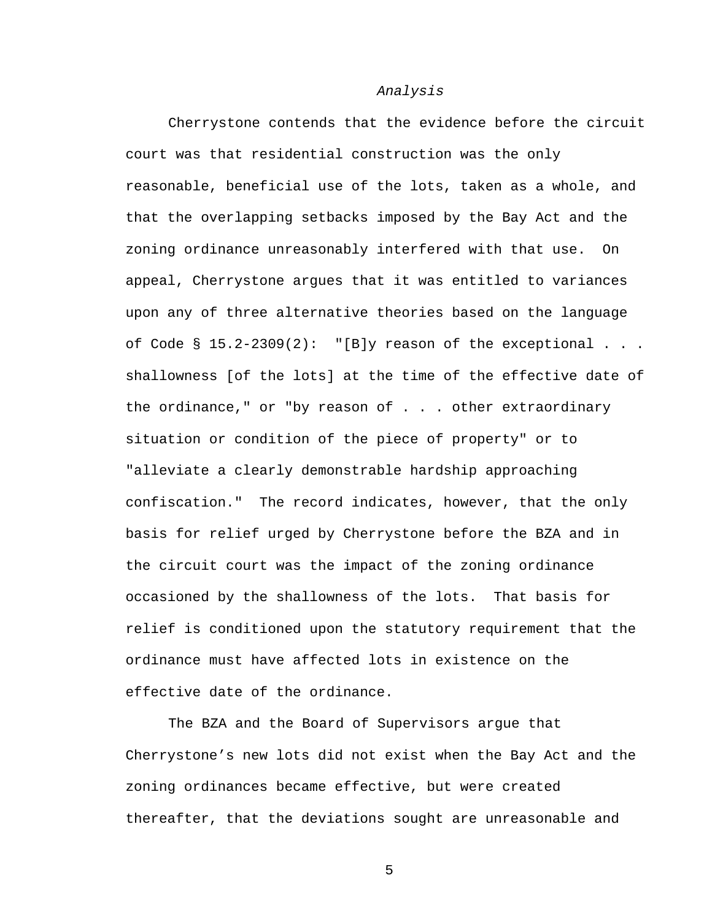*Analysis*

Cherrystone contends that the evidence before the circuit court was that residential construction was the only reasonable, beneficial use of the lots, taken as a whole, and that the overlapping setbacks imposed by the Bay Act and the zoning ordinance unreasonably interfered with that use. On appeal, Cherrystone argues that it was entitled to variances upon any of three alternative theories based on the language of Code § 15.2-2309(2): "[B]y reason of the exceptional . . . shallowness [of the lots] at the time of the effective date of the ordinance," or "by reason of . . . other extraordinary situation or condition of the piece of property" or to "alleviate a clearly demonstrable hardship approaching confiscation." The record indicates, however, that the only basis for relief urged by Cherrystone before the BZA and in the circuit court was the impact of the zoning ordinance occasioned by the shallowness of the lots. That basis for relief is conditioned upon the statutory requirement that the ordinance must have affected lots in existence on the effective date of the ordinance.

The BZA and the Board of Supervisors argue that Cherrystone's new lots did not exist when the Bay Act and the zoning ordinances became effective, but were created thereafter, that the deviations sought are unreasonable and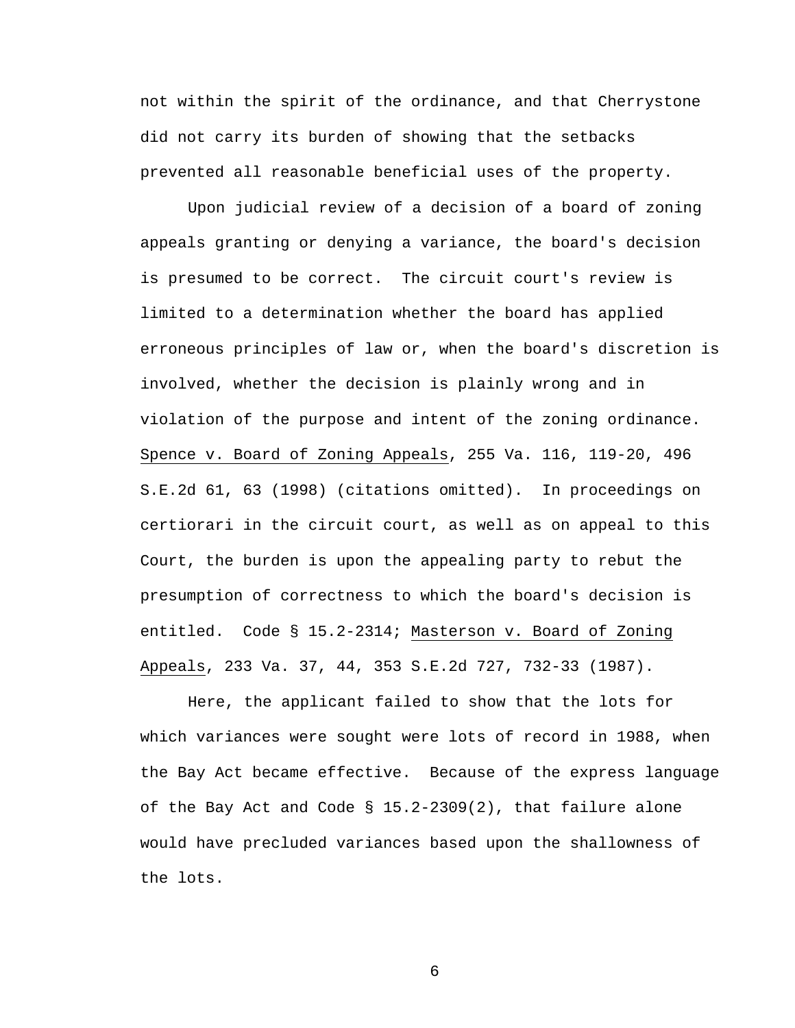not within the spirit of the ordinance, and that Cherrystone did not carry its burden of showing that the setbacks prevented all reasonable beneficial uses of the property.

Upon judicial review of a decision of a board of zoning appeals granting or denying a variance, the board's decision is presumed to be correct. The circuit court's review is limited to a determination whether the board has applied erroneous principles of law or, when the board's discretion is involved, whether the decision is plainly wrong and in violation of the purpose and intent of the zoning ordinance. Spence v. Board of Zoning Appeals, 255 Va. 116, 119-20, 496 S.E.2d 61, 63 (1998) (citations omitted). In proceedings on certiorari in the circuit court, as well as on appeal to this Court, the burden is upon the appealing party to rebut the presumption of correctness to which the board's decision is entitled. Code § 15.2-2314; Masterson v. Board of Zoning Appeals, 233 Va. 37, 44, 353 S.E.2d 727, 732-33 (1987).

Here, the applicant failed to show that the lots for which variances were sought were lots of record in 1988, when the Bay Act became effective. Because of the express language of the Bay Act and Code § 15.2-2309(2), that failure alone would have precluded variances based upon the shallowness of the lots.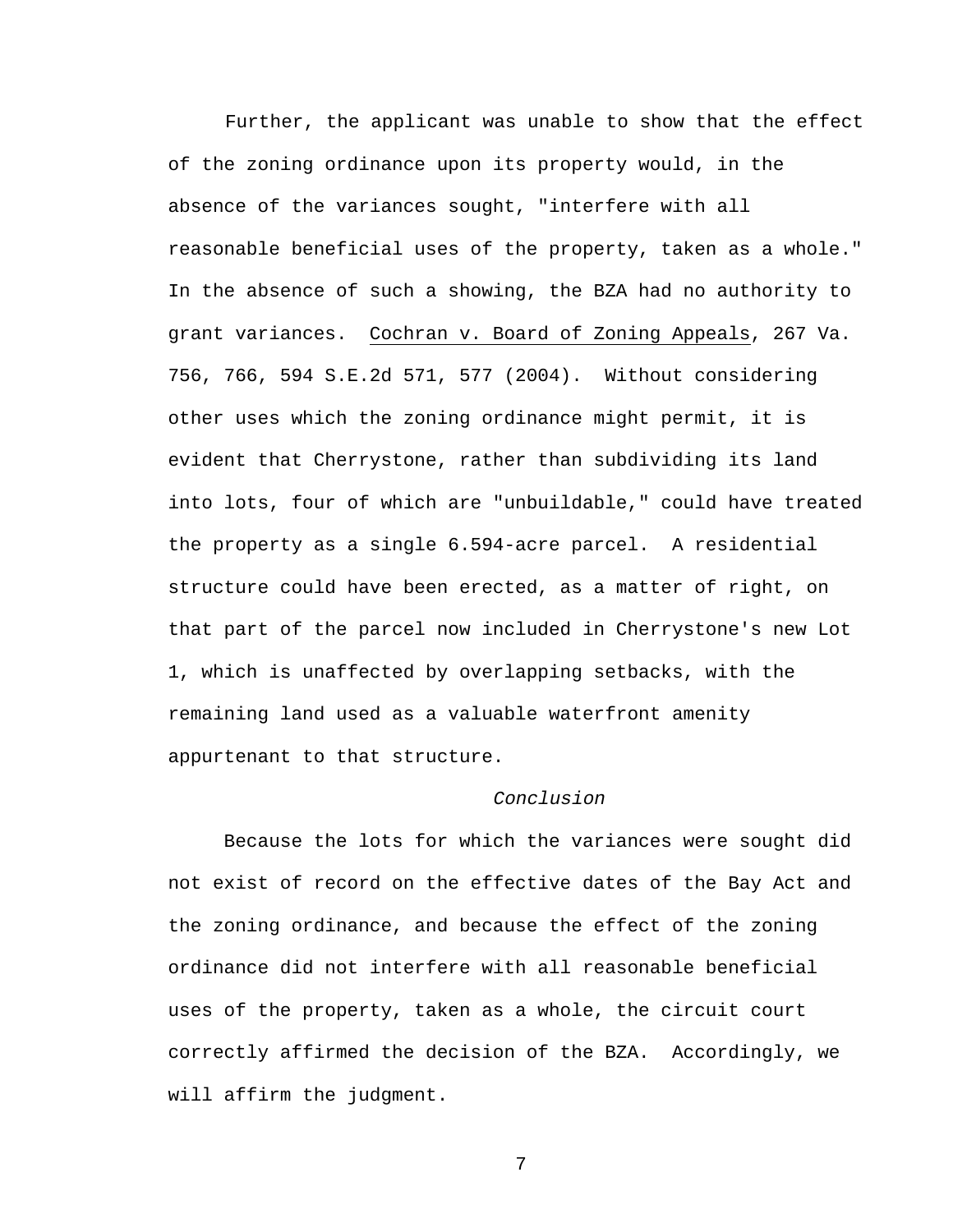Further, the applicant was unable to show that the effect of the zoning ordinance upon its property would, in the absence of the variances sought, "interfere with all reasonable beneficial uses of the property, taken as a whole." In the absence of such a showing, the BZA had no authority to grant variances. Cochran v. Board of Zoning Appeals, 267 Va. 756, 766, 594 S.E.2d 571, 577 (2004). Without considering other uses which the zoning ordinance might permit, it is evident that Cherrystone, rather than subdividing its land into lots, four of which are "unbuildable," could have treated the property as a single 6.594-acre parcel. A residential structure could have been erected, as a matter of right, on that part of the parcel now included in Cherrystone's new Lot 1, which is unaffected by overlapping setbacks, with the remaining land used as a valuable waterfront amenity appurtenant to that structure.

*Conclusion*

Because the lots for which the variances were sought did not exist of record on the effective dates of the Bay Act and the zoning ordinance, and because the effect of the zoning ordinance did not interfere with all reasonable beneficial uses of the property, taken as a whole, the circuit court correctly affirmed the decision of the BZA. Accordingly, we will affirm the judgment.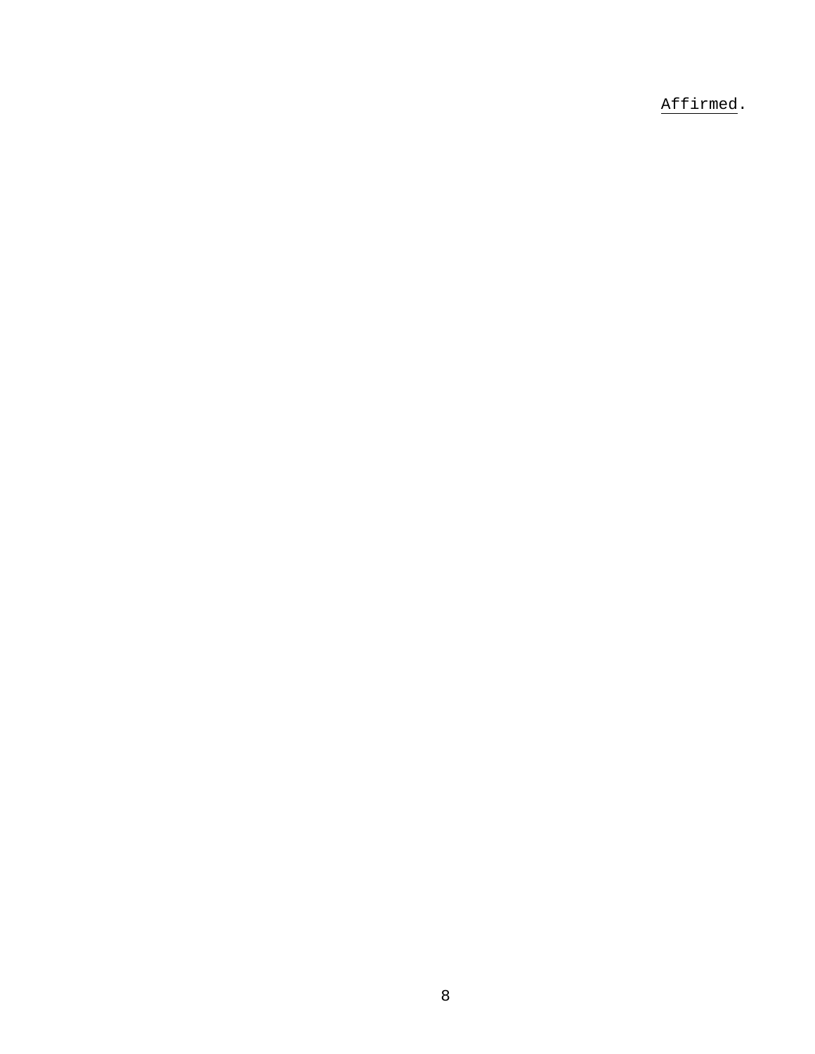*Affirmed*.